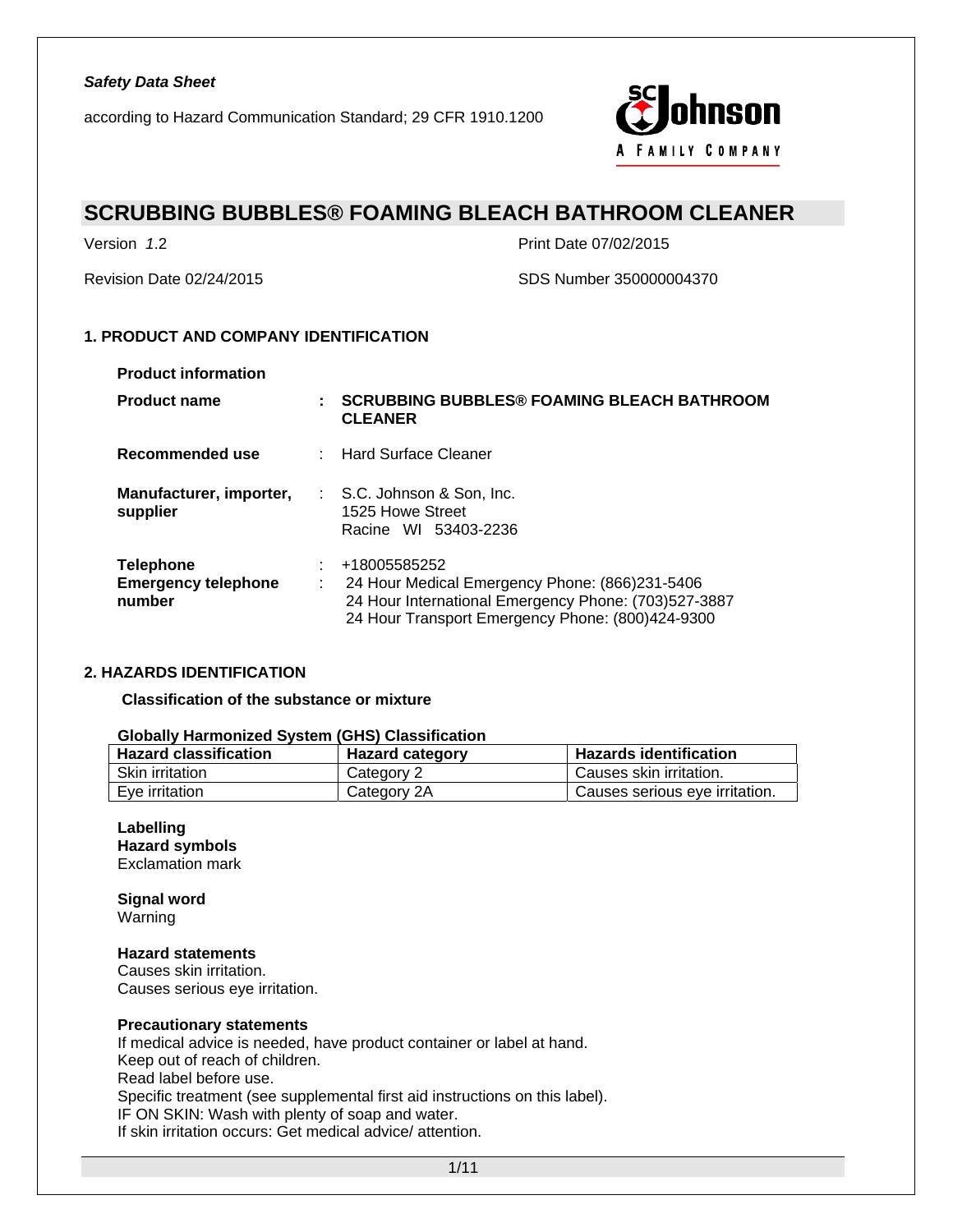*Safety Data Sheet*

according to Hazard Communication Standard; 29 CFR 1910.1200

# SCRUBBING BUBBLES® FOAMING BLEACH BATHROOM CLEANER

Version *1.2*

Print Date 07/02/2015

Revision Date 02/24/2015

SDS Number 350000004370

## 1. PRODUCT AND COMPANY IDENTIFICATION

**Product information**

**Product name** : **SCRUBBING BUBBLES® FOAMING BLEACH BATHROOM CLEANER**

**Recommended use** : Hard Surface Cleaner

**Manufacturer, importer, supplier** : S.C. Johnson & Son, Inc.
1525 Howe Street
Racine WI 53403-2236

**Telephone** : +18005585252

**Emergency telephone number** : 24 Hour Medical Emergency Phone: (866)231-5406
24 Hour International Emergency Phone: (703)527-3887
24 Hour Transport Emergency Phone: (800)424-9300

## 2. HAZARDS IDENTIFICATION

**Classification of the substance or mixture**

**Globally Harmonized System (GHS) Classification**

| Hazard classification | Hazard category | Hazards identification |
| --- | --- | --- |
| Skin irritation | Category 2 | Causes skin irritation. |
| Eye irritation | Category 2A | Causes serious eye irritation. |

**Labelling**

**Hazard symbols**

Exclamation mark

**Signal word**

Warning

**Hazard statements**

Causes skin irritation.
Causes serious eye irritation.

**Precautionary statements**

If medical advice is needed, have product container or label at hand.
Keep out of reach of children.
Read label before use.
Specific treatment (see supplemental first aid instructions on this label).
IF ON SKIN: Wash with plenty of soap and water.
If skin irritation occurs: Get medical advice/ attention.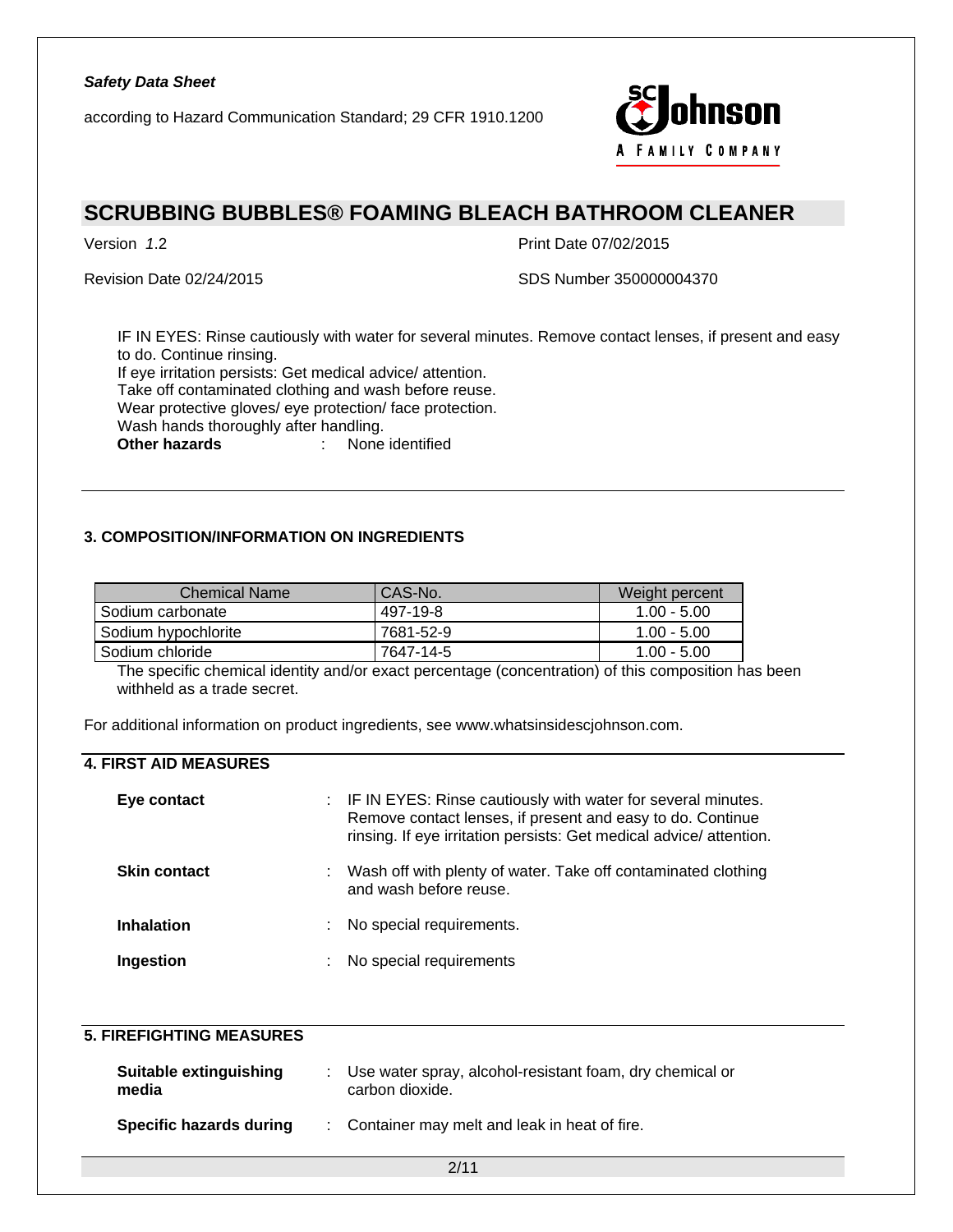IF IN EYES: Rinse cautiously with water for several minutes. Remove contact lenses, if present and easy to do. Continue rinsing.
If eye irritation persists: Get medical advice/ attention.
Take off contaminated clothing and wash before reuse.
Wear protective gloves/ eye protection/ face protection.
Wash hands thoroughly after handling.

**Other hazards** : None identified

## 3. COMPOSITION/INFORMATION ON INGREDIENTS

| Chemical Name | CAS-No. | Weight percent |
| --- | --- | --- |
| Sodium carbonate | 497-19-8 | 1.00 - 5.00 |
| Sodium hypochlorite | 7681-52-9 | 1.00 - 5.00 |
| Sodium chloride | 7647-14-5 | 1.00 - 5.00 |

The specific chemical identity and/or exact percentage (concentration) of this composition has been withheld as a trade secret.

For additional information on product ingredients, see www.whatsinsidescjohnson.com.

## 4. FIRST AID MEASURES

**Eye contact** : IF IN EYES: Rinse cautiously with water for several minutes. Remove contact lenses, if present and easy to do. Continue rinsing. If eye irritation persists: Get medical advice/ attention.

**Skin contact** : Wash off with plenty of water. Take off contaminated clothing and wash before reuse.

**Inhalation** : No special requirements.

**Ingestion** : No special requirements

## 5. FIREFIGHTING MEASURES

**Suitable extinguishing media** : Use water spray, alcohol-resistant foam, dry chemical or carbon dioxide.

**Specific hazards during** : Container may melt and leak in heat of fire.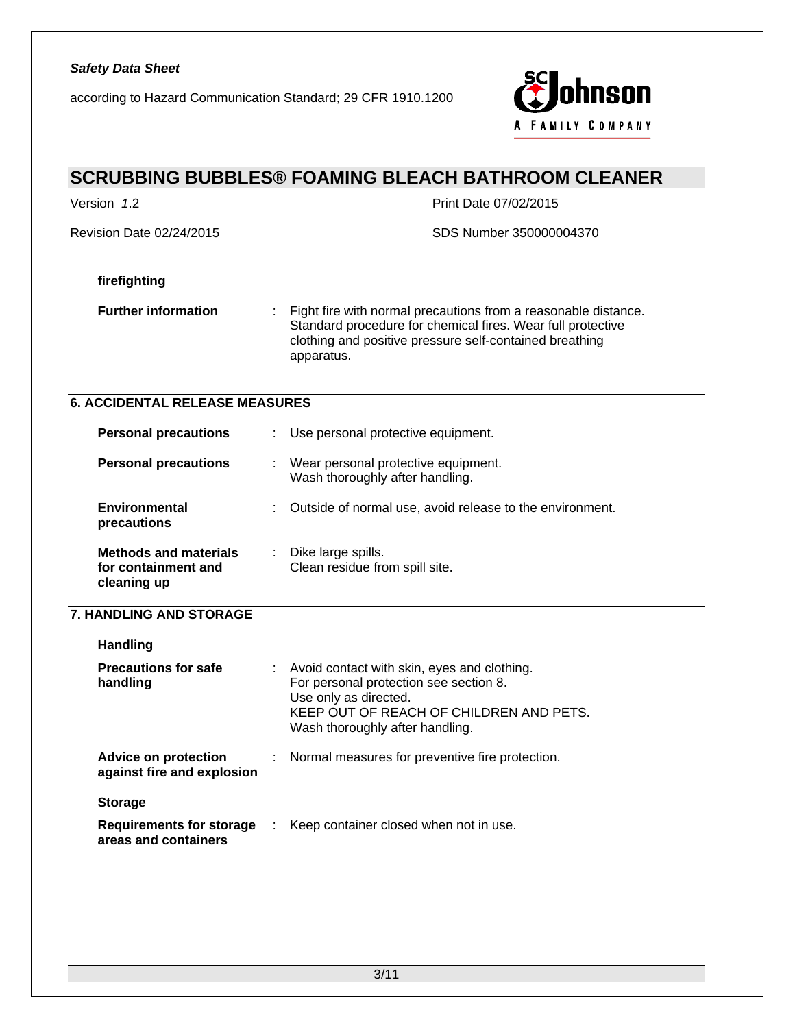**firefighting**

**Further information** : Fight fire with normal precautions from a reasonable distance. Standard procedure for chemical fires. Wear full protective clothing and positive pressure self-contained breathing apparatus.

## 6. ACCIDENTAL RELEASE MEASURES

**Personal precautions** : Use personal protective equipment.

**Personal precautions** : Wear personal protective equipment.
Wash thoroughly after handling.

**Environmental precautions** : Outside of normal use, avoid release to the environment.

**Methods and materials for containment and cleaning up** : Dike large spills.
Clean residue from spill site.

## 7. HANDLING AND STORAGE

**Handling**

**Precautions for safe handling** : Avoid contact with skin, eyes and clothing.
For personal protection see section 8.
Use only as directed.
KEEP OUT OF REACH OF CHILDREN AND PETS.
Wash thoroughly after handling.

**Advice on protection against fire and explosion** : Normal measures for preventive fire protection.

**Storage**

**Requirements for storage areas and containers** : Keep container closed when not in use.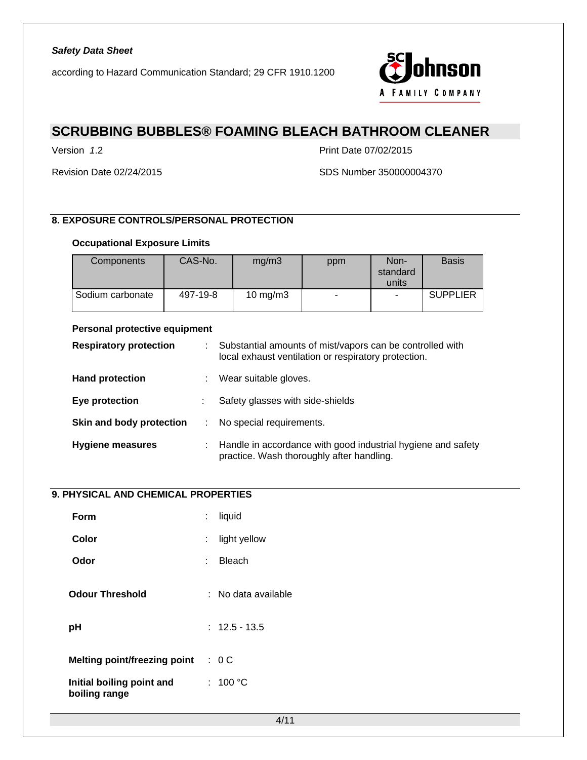## 8. EXPOSURE CONTROLS/PERSONAL PROTECTION

### Occupational Exposure Limits

| Components | CAS-No. | mg/m3 | ppm | Non-standard units | Basis |
|---|---|---|---|---|---|
| Sodium carbonate | 497-19-8 | 10 mg/m3 | - | - | SUPPLIER |

### Personal protective equipment

**Respiratory protection** : Substantial amounts of mist/vapors can be controlled with local exhaust ventilation or respiratory protection.

**Hand protection** : Wear suitable gloves.

**Eye protection** : Safety glasses with side-shields

**Skin and body protection** : No special requirements.

**Hygiene measures** : Handle in accordance with good industrial hygiene and safety practice. Wash thoroughly after handling.

## 9. PHYSICAL AND CHEMICAL PROPERTIES

**Form** : liquid

**Color** : light yellow

**Odor** : Bleach

**Odour Threshold** : No data available

**pH** : 12.5 - 13.5

**Melting point/freezing point** : 0 C

**Initial boiling point and boiling range** : 100 °C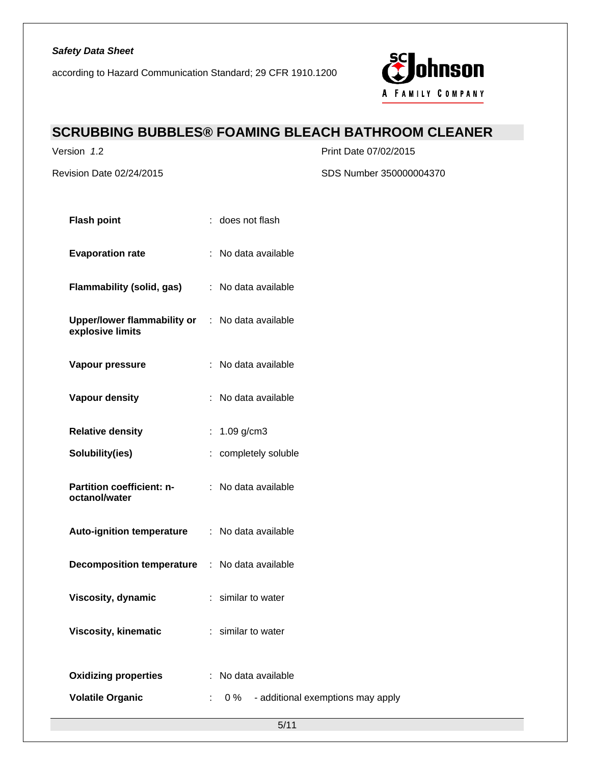| Property | Value |
|---|---|
| **Flash point** | : does not flash |
| **Evaporation rate** | : No data available |
| **Flammability (solid, gas)** | : No data available |
| **Upper/lower flammability or explosive limits** | : No data available |
| **Vapour pressure** | : No data available |
| **Vapour density** | : No data available |
| **Relative density** | : 1.09 g/cm3 |
| **Solubility(ies)** | : completely soluble |
| **Partition coefficient: n-octanol/water** | : No data available |
| **Auto-ignition temperature** | : No data available |
| **Decomposition temperature** | : No data available |
| **Viscosity, dynamic** | : similar to water |
| **Viscosity, kinematic** | : similar to water |
| **Oxidizing properties** | : No data available |
| **Volatile Organic** | : 0 % - additional exemptions may apply |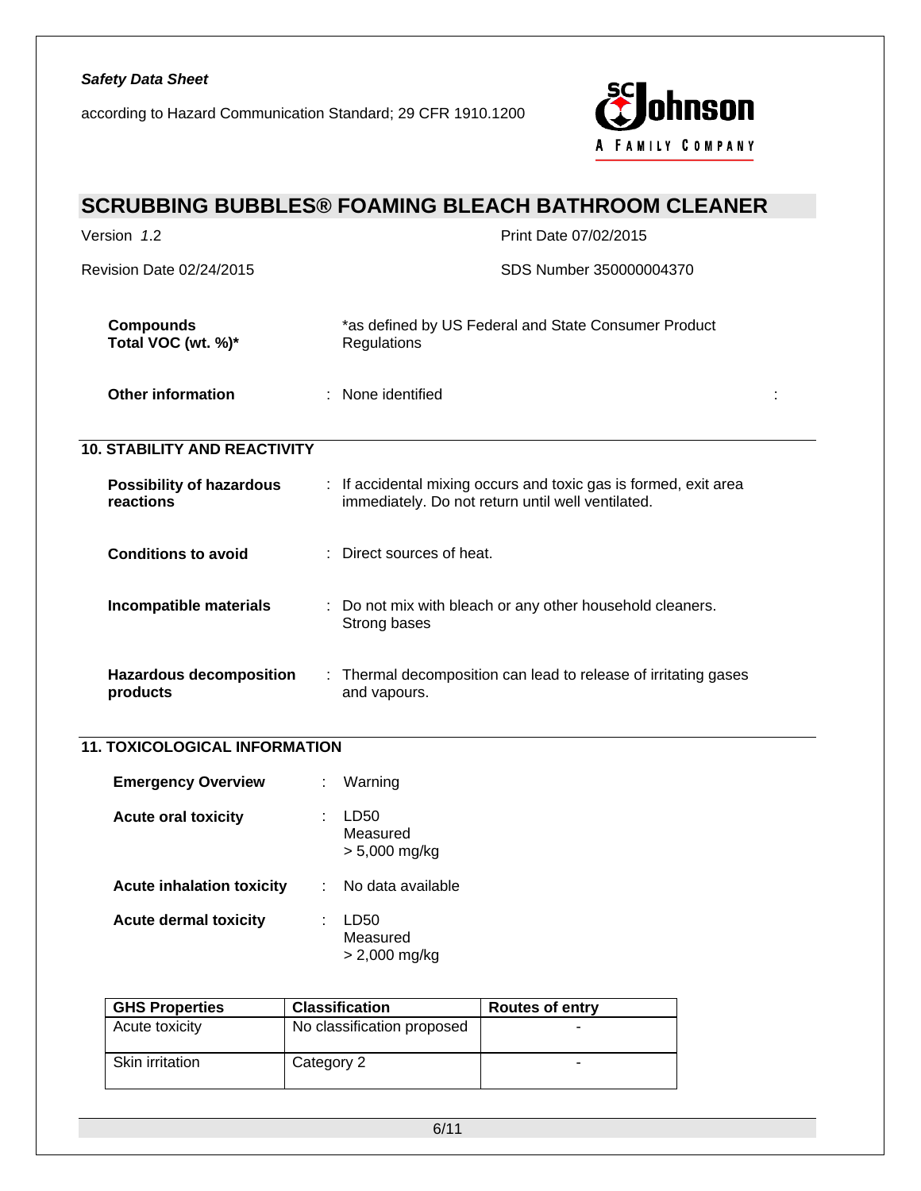| | |
|---|---|
| **Compounds Total VOC (wt. %)*** | *as defined by US Federal and State Consumer Product Regulations |
| **Other information** | : None identified |

## 10. STABILITY AND REACTIVITY

| | |
|---|---|
| **Possibility of hazardous reactions** | : If accidental mixing occurs and toxic gas is formed, exit area immediately. Do not return until well ventilated. |
| **Conditions to avoid** | : Direct sources of heat. |
| **Incompatible materials** | : Do not mix with bleach or any other household cleaners. Strong bases |
| **Hazardous decomposition products** | : Thermal decomposition can lead to release of irritating gases and vapours. |

## 11. TOXICOLOGICAL INFORMATION

| | |
|---|---|
| **Emergency Overview** | : Warning |
| **Acute oral toxicity** | : LD50<br>Measured<br>> 5,000 mg/kg |
| **Acute inhalation toxicity** | : No data available |
| **Acute dermal toxicity** | : LD50<br>Measured<br>> 2,000 mg/kg |

| GHS Properties | Classification | Routes of entry |
|---|---|---|
| Acute toxicity | No classification proposed | - |
| Skin irritation | Category 2 | - |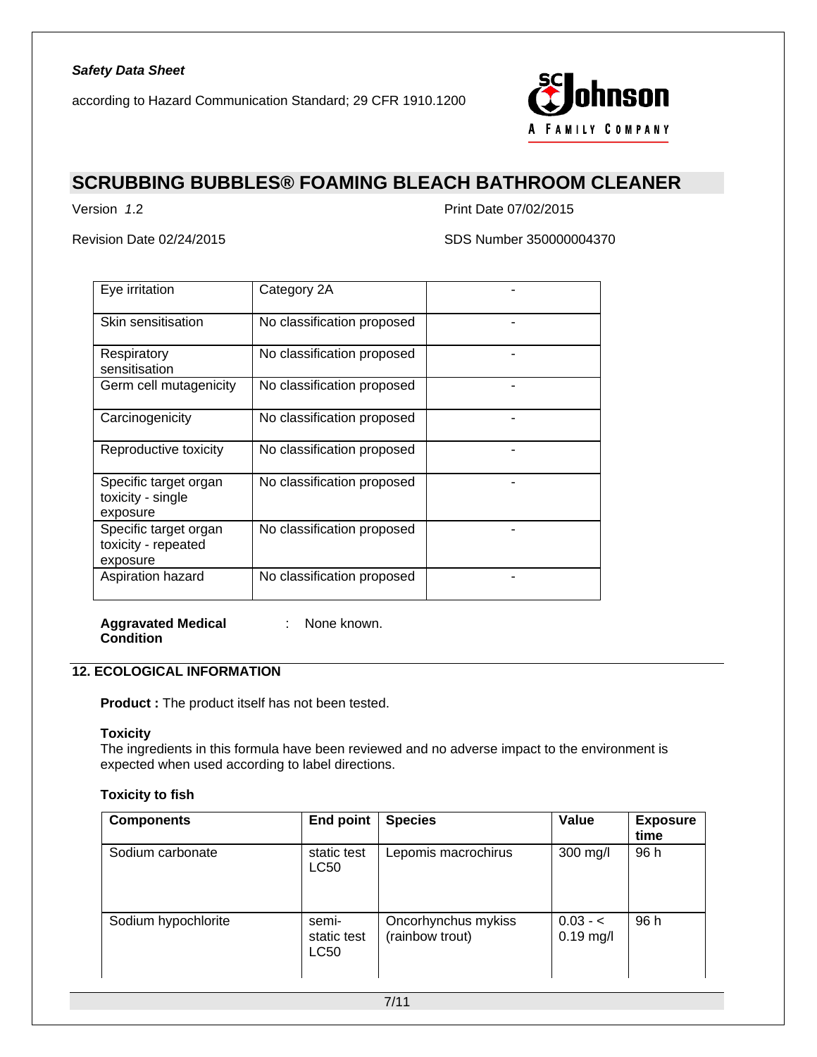| Eye irritation | Category 2A | - |
|---|---|---|
| Skin sensitisation | No classification proposed | - |
| Respiratory sensitisation | No classification proposed | - |
| Germ cell mutagenicity | No classification proposed | - |
| Carcinogenicity | No classification proposed | - |
| Reproductive toxicity | No classification proposed | - |
| Specific target organ toxicity - single exposure | No classification proposed | - |
| Specific target organ toxicity - repeated exposure | No classification proposed | - |
| Aspiration hazard | No classification proposed | - |

**Aggravated Medical Condition** : None known.

## 12. ECOLOGICAL INFORMATION

**Product :** The product itself has not been tested.

**Toxicity**
The ingredients in this formula have been reviewed and no adverse impact to the environment is expected when used according to label directions.

**Toxicity to fish**

| Components | End point | Species | Value | Exposure time |
|---|---|---|---|---|
| Sodium carbonate | static test LC50 | Lepomis macrochirus | 300 mg/l | 96 h |
| Sodium hypochlorite | semi-static test LC50 | Oncorhynchus mykiss (rainbow trout) | 0.03 - < 0.19 mg/l | 96 h |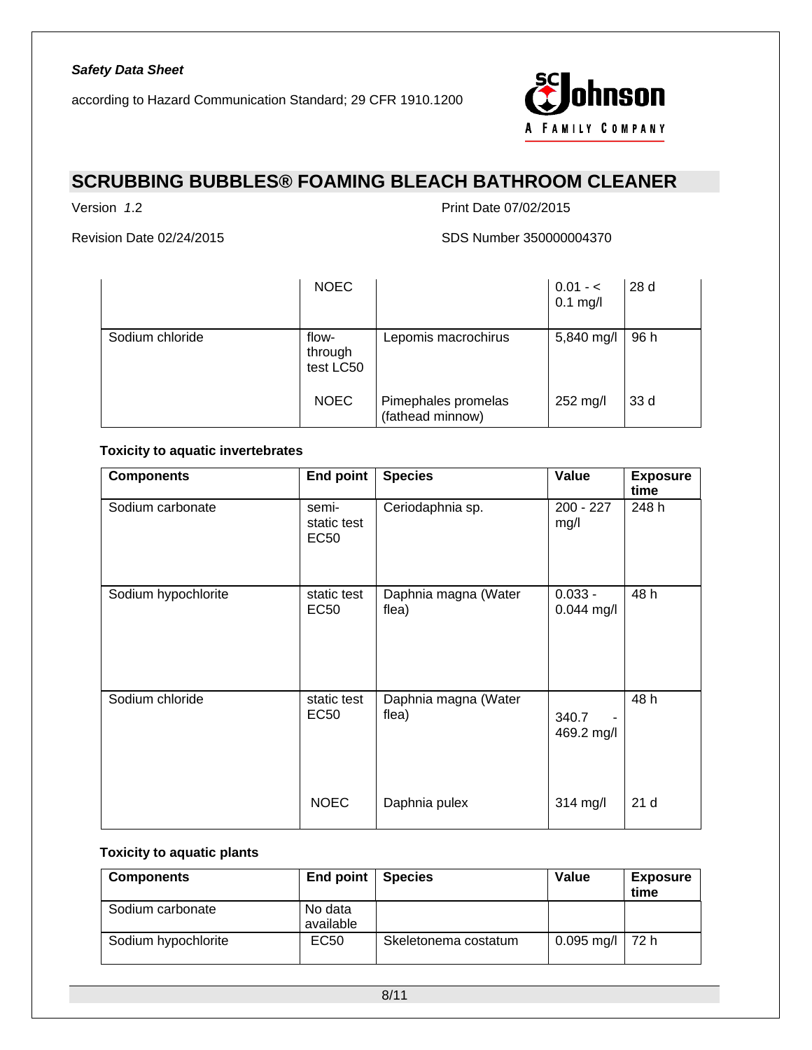| | | | | |
|---|---|---|---|---|
| | NOEC | | 0.01 - < 0.1 mg/l | 28 d |
| Sodium chloride | flow-through test LC50 | Lepomis macrochirus | 5,840 mg/l | 96 h |
| | NOEC | Pimephales promelas (fathead minnow) | 252 mg/l | 33 d |

**Toxicity to aquatic invertebrates**

| Components | End point | Species | Value | Exposure time |
|---|---|---|---|---|
| Sodium carbonate | semi-static test EC50 | Ceriodaphnia sp. | 200 - 227 mg/l | 248 h |
| Sodium hypochlorite | static test EC50 | Daphnia magna (Water flea) | 0.033 - 0.044 mg/l | 48 h |
| Sodium chloride | static test EC50 | Daphnia magna (Water flea) | 340.7 - 469.2 mg/l | 48 h |
| | NOEC | Daphnia pulex | 314 mg/l | 21 d |

**Toxicity to aquatic plants**

| Components | End point | Species | Value | Exposure time |
|---|---|---|---|---|
| Sodium carbonate | No data available | | | |
| Sodium hypochlorite | EC50 | Skeletonema costatum | 0.095 mg/l | 72 h |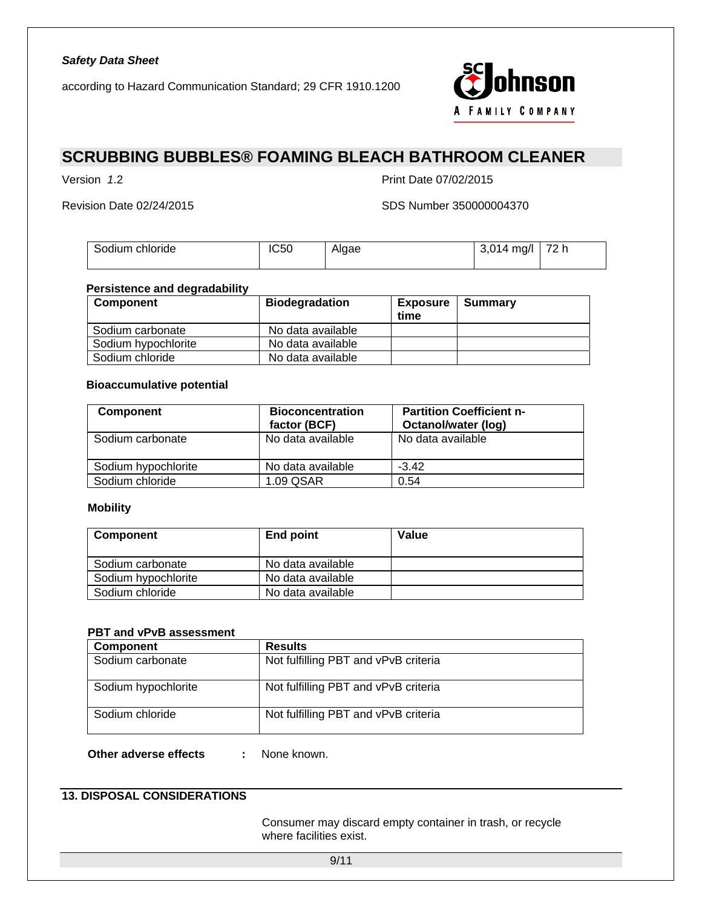| Sodium chloride | IC50 | Algae | 3,014 mg/l | 72 h |
|---|---|---|---|---|

**Persistence and degradability**

| Component | Biodegradation | Exposure time | Summary |
|---|---|---|---|
| Sodium carbonate | No data available | | |
| Sodium hypochlorite | No data available | | |
| Sodium chloride | No data available | | |

**Bioaccumulative potential**

| Component | Bioconcentration factor (BCF) | Partition Coefficient n-Octanol/water (log) |
|---|---|---|
| Sodium carbonate | No data available | No data available |
| Sodium hypochlorite | No data available | -3.42 |
| Sodium chloride | 1.09 QSAR | 0.54 |

**Mobility**

| Component | End point | Value |
|---|---|---|
| Sodium carbonate | No data available | |
| Sodium hypochlorite | No data available | |
| Sodium chloride | No data available | |

**PBT and vPvB assessment**

| Component | Results |
|---|---|
| Sodium carbonate | Not fulfilling PBT and vPvB criteria |
| Sodium hypochlorite | Not fulfilling PBT and vPvB criteria |
| Sodium chloride | Not fulfilling PBT and vPvB criteria |

**Other adverse effects** : None known.

## 13. DISPOSAL CONSIDERATIONS

Consumer may discard empty container in trash, or recycle where facilities exist.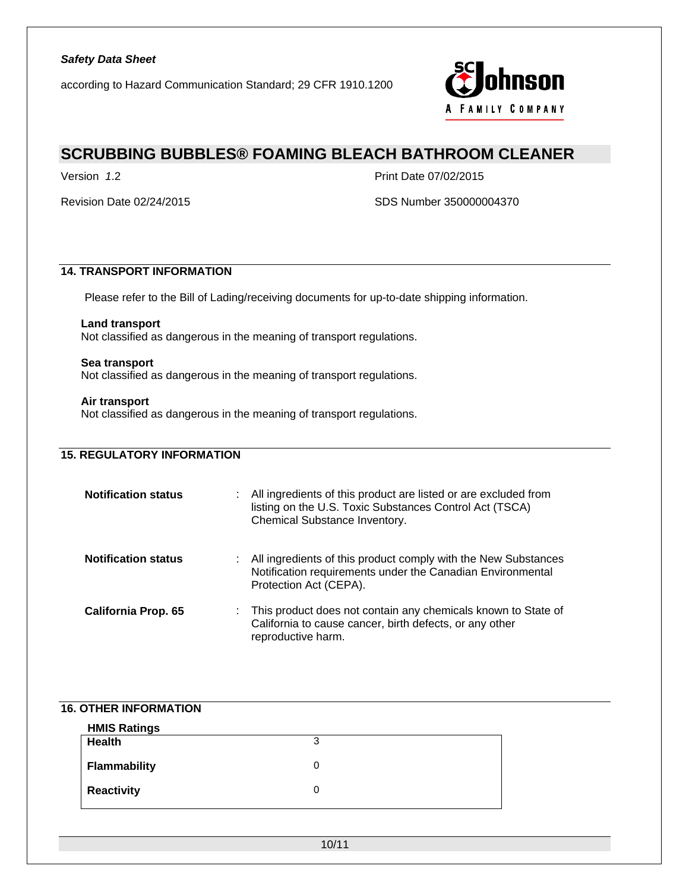## 14. TRANSPORT INFORMATION

Please refer to the Bill of Lading/receiving documents for up-to-date shipping information.

**Land transport**
Not classified as dangerous in the meaning of transport regulations.

**Sea transport**
Not classified as dangerous in the meaning of transport regulations.

**Air transport**
Not classified as dangerous in the meaning of transport regulations.

## 15. REGULATORY INFORMATION

**Notification status** : All ingredients of this product are listed or are excluded from listing on the U.S. Toxic Substances Control Act (TSCA) Chemical Substance Inventory.

**Notification status** : All ingredients of this product comply with the New Substances Notification requirements under the Canadian Environmental Protection Act (CEPA).

**California Prop. 65** : This product does not contain any chemicals known to State of California to cause cancer, birth defects, or any other reproductive harm.

## 16. OTHER INFORMATION

**HMIS Ratings**

| | |
|---|---|
| **Health** | 3 |
| **Flammability** | 0 |
| **Reactivity** | 0 |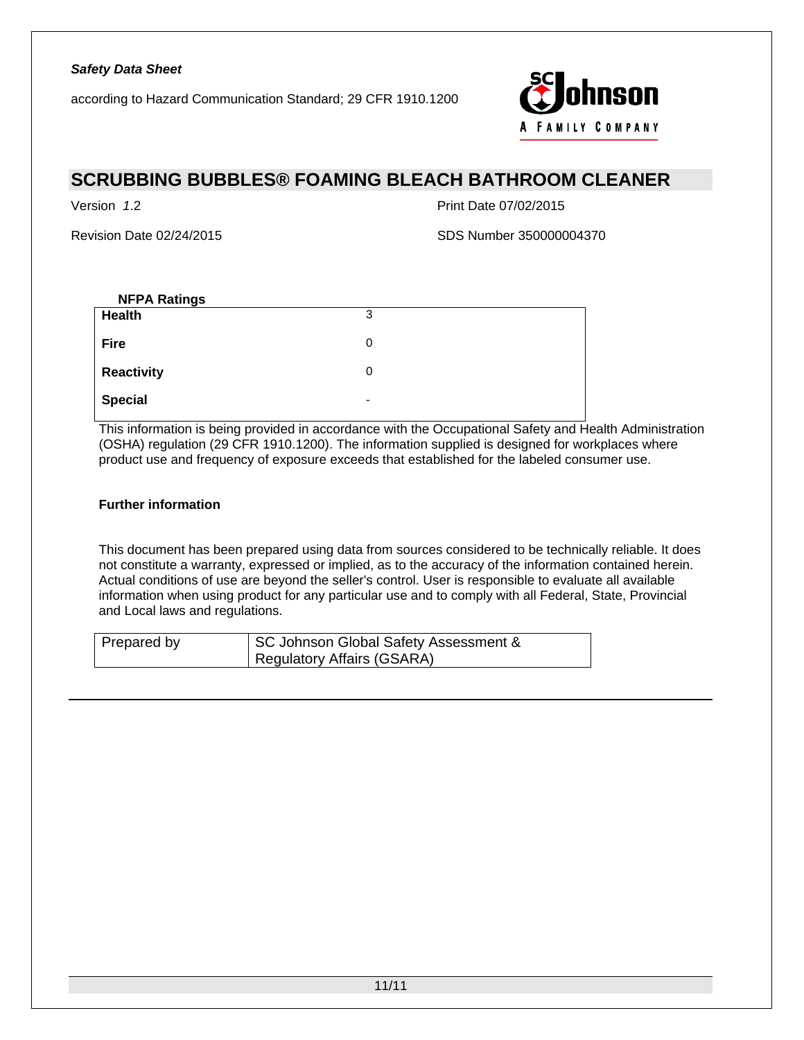| NFPA Ratings | |
|---|---|
| **Health** | 3 |
| **Fire** | 0 |
| **Reactivity** | 0 |
| **Special** | - |

This information is being provided in accordance with the Occupational Safety and Health Administration (OSHA) regulation (29 CFR 1910.1200). The information supplied is designed for workplaces where product use and frequency of exposure exceeds that established for the labeled consumer use.

**Further information**

This document has been prepared using data from sources considered to be technically reliable. It does not constitute a warranty, expressed or implied, as to the accuracy of the information contained herein. Actual conditions of use are beyond the seller's control. User is responsible to evaluate all available information when using product for any particular use and to comply with all Federal, State, Provincial and Local laws and regulations.

| | |
|---|---|
| Prepared by | SC Johnson Global Safety Assessment & Regulatory Affairs (GSARA) |